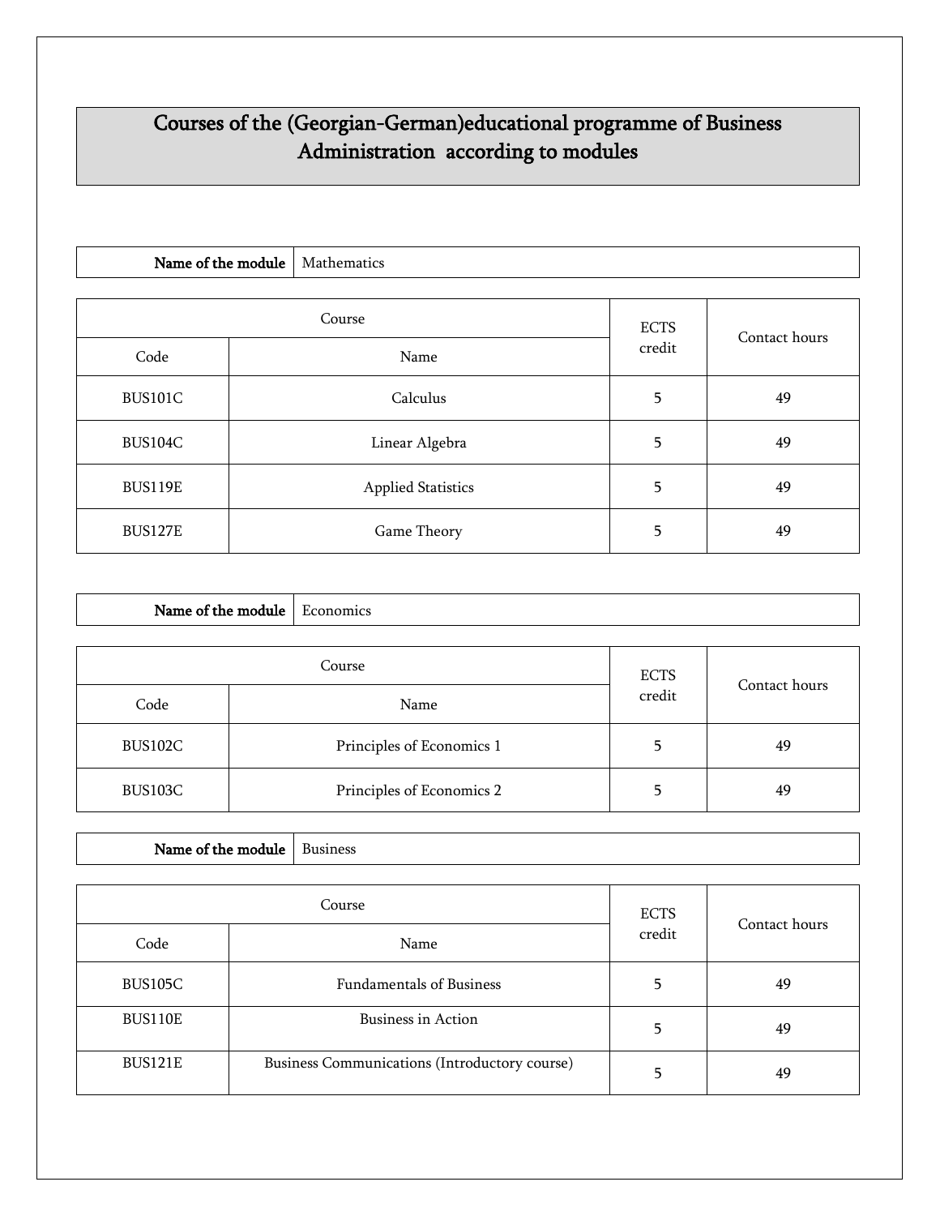# Courses of the (Georgian-German)educational programme of Business Administration according to modules

| **Name of the module** | Mathematics |
|---|---|

| Course | | ECTS credit | Contact hours |
|---|---|---|---|
| Code | Name | | |
| BUS101C | Calculus | 5 | 49 |
| BUS104C | Linear Algebra | 5 | 49 |
| BUS119E | Applied Statistics | 5 | 49 |
| BUS127E | Game Theory | 5 | 49 |

| **Name of the module** | Economics |
|---|---|

| Course | | ECTS credit | Contact hours |
|---|---|---|---|
| Code | Name | | |
| BUS102C | Principles of Economics 1 | 5 | 49 |
| BUS103C | Principles of Economics 2 | 5 | 49 |

| **Name of the module** | Business |
|---|---|

| Course | | ECTS credit | Contact hours |
|---|---|---|---|
| Code | Name | | |
| BUS105C | Fundamentals of Business | 5 | 49 |
| BUS110E | Business in Action | 5 | 49 |
| BUS121E | Business Communications (Introductory course) | 5 | 49 |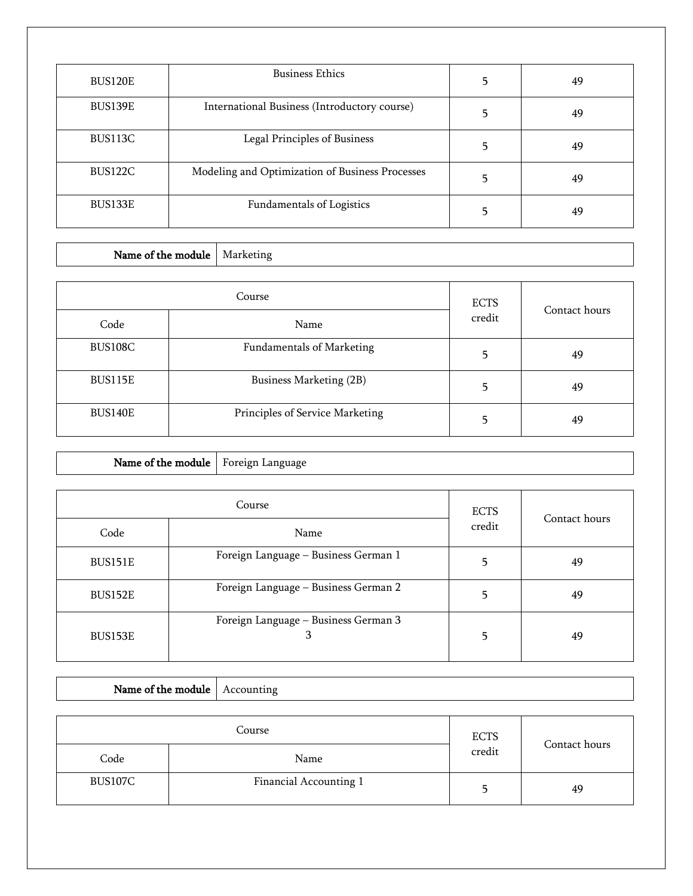| BUS120E | Business Ethics | 5 | 49 |
|---|---|---|---|
| BUS139E | International Business (Introductory course) | 5 | 49 |
| BUS113C | Legal Principles of Business | 5 | 49 |
| BUS122C | Modeling and Optimization of Business Processes | 5 | 49 |
| BUS133E | Fundamentals of Logistics | 5 | 49 |

| **Name of the module** | Marketing |
|---|---|

| Course | | ECTS credit | Contact hours |
|---|---|---|---|
| Code | Name | | |
| BUS108C | Fundamentals of Marketing | 5 | 49 |
| BUS115E | Business Marketing (2B) | 5 | 49 |
| BUS140E | Principles of Service Marketing | 5 | 49 |

| **Name of the module** | Foreign Language |
|---|---|

| Course | | ECTS credit | Contact hours |
|---|---|---|---|
| Code | Name | | |
| BUS151E | Foreign Language – Business German 1 | 5 | 49 |
| BUS152E | Foreign Language – Business German 2 | 5 | 49 |
| BUS153E | Foreign Language – Business German 3 3 | 5 | 49 |

| **Name of the module** | Accounting |
|---|---|

| Course | | ECTS credit | Contact hours |
|---|---|---|---|
| Code | Name | | |
| BUS107C | Financial Accounting 1 | 5 | 49 |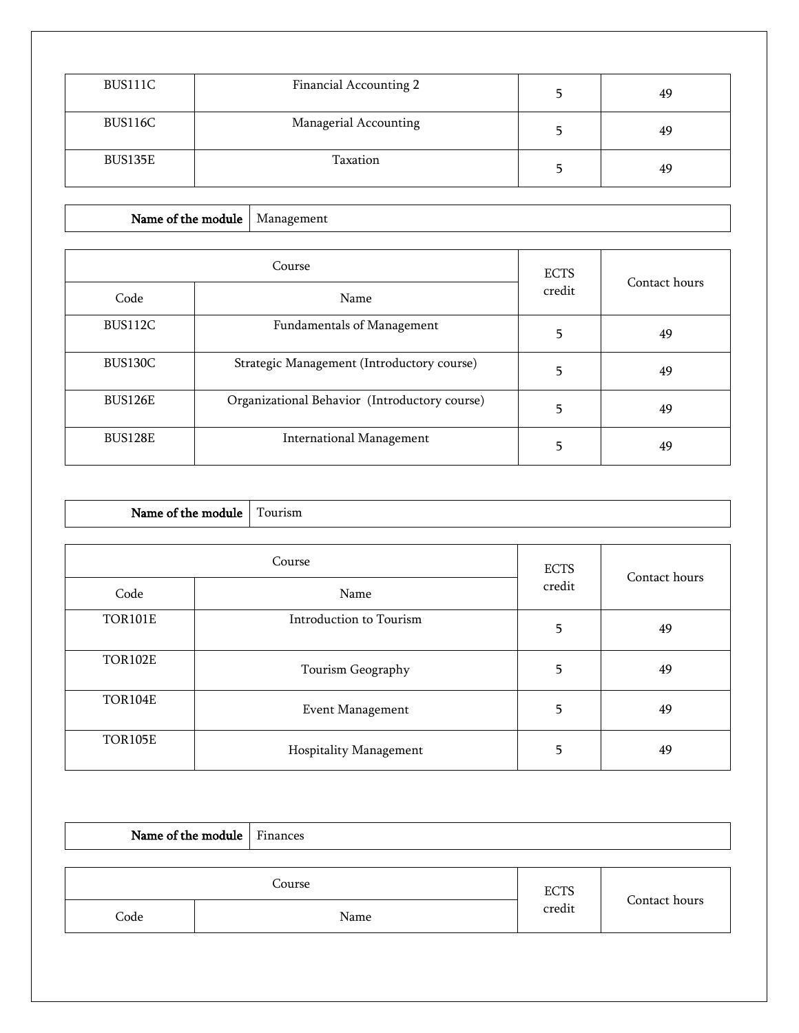| BUS111C | Financial Accounting 2 | 5 | 49 |
|---|---|---|---|
| BUS116C | Managerial Accounting | 5 | 49 |
| BUS135E | Taxation | 5 | 49 |

| **Name of the module** | Management |
|---|---|

| Course | | ECTS credit | Contact hours |
|---|---|---|---|
| Code | Name | | |
| BUS112C | Fundamentals of Management | 5 | 49 |
| BUS130C | Strategic Management (Introductory course) | 5 | 49 |
| BUS126E | Organizational Behavior (Introductory course) | 5 | 49 |
| BUS128E | International Management | 5 | 49 |

| **Name of the module** | Tourism |
|---|---|

| Course | | ECTS credit | Contact hours |
|---|---|---|---|
| Code | Name | | |
| TOR101E | Introduction to Tourism | 5 | 49 |
| TOR102E | Tourism Geography | 5 | 49 |
| TOR104E | Event Management | 5 | 49 |
| TOR105E | Hospitality Management | 5 | 49 |

| **Name of the module** | Finances |
|---|---|

| Course | | ECTS credit | Contact hours |
|---|---|---|---|
| Code | Name | | |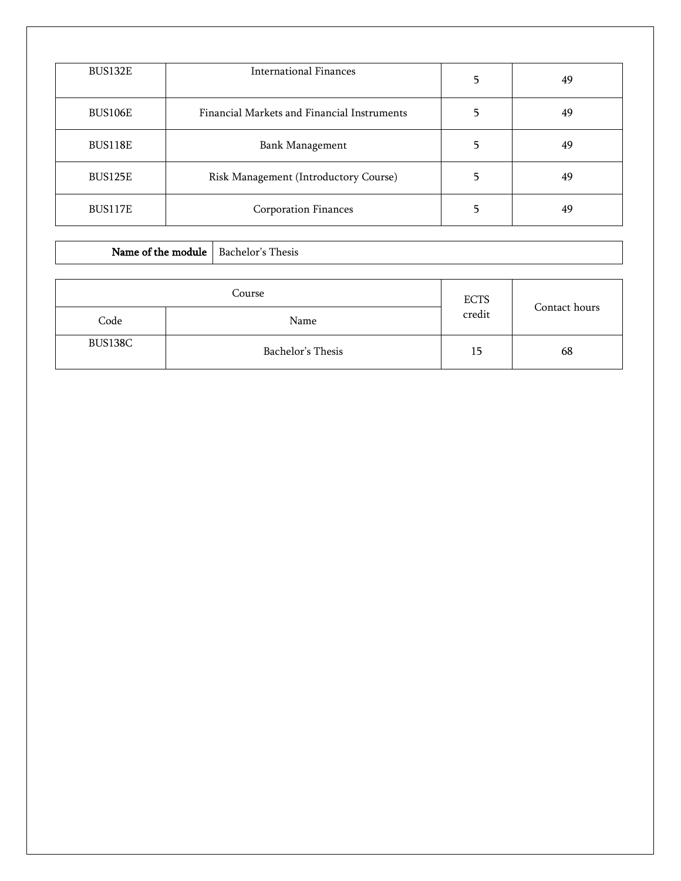| | | | |
|---|---|---|---|
| BUS132E | International Finances | 5 | 49 |
| BUS106E | Financial Markets and Financial Instruments | 5 | 49 |
| BUS118E | Bank Management | 5 | 49 |
| BUS125E | Risk Management (Introductory Course) | 5 | 49 |
| BUS117E | Corporation Finances | 5 | 49 |

| **Name of the module** | Bachelor's Thesis |
|---|---|

| Course | | ECTS credit | Contact hours |
|---|---|---|---|
| Code | Name | | |
| BUS138C | Bachelor's Thesis | 15 | 68 |